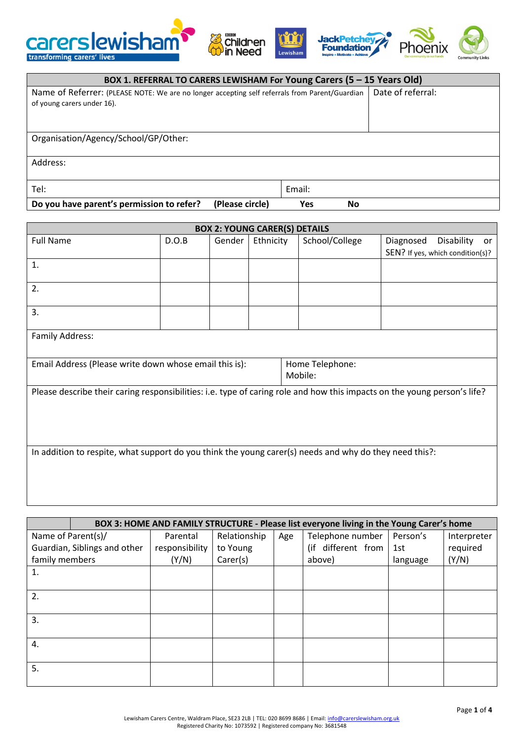carers lewisham — transforming carers' lives

## BOX 1. REFERRAL TO CARERS LEWISHAM For Young Carers (5 – 15 Years Old)

| Name of Referrer: (PLEASE NOTE: We are no longer accepting self referrals from Parent/Guardian of young carers under 16). | Date of referral: |
|---|---|
| Organisation/Agency/School/GP/Other: | |
| Address: | |
| Tel: | Email: |
| **Do you have parent's permission to refer? (Please circle) Yes No** | |

## BOX 2: YOUNG CARER(S) DETAILS

| Full Name | D.O.B | Gender | Ethnicity | School/College | Diagnosed Disability or SEN? If yes, which condition(s)? |
|---|---|---|---|---|---|
| 1. | | | | | |
| 2. | | | | | |
| 3. | | | | | |

Family Address:

| Email Address (Please write down whose email this is): | Home Telephone:<br>Mobile: |
|---|---|

Please describe their caring responsibilities: i.e. type of caring role and how this impacts on the young person's life?

In addition to respite, what support do you think the young carer(s) needs and why do they need this?:

## BOX 3: HOME AND FAMILY STRUCTURE - Please list everyone living in the Young Carer's home

| Name of Parent(s)/ Guardian, Siblings and other family members | Parental responsibility (Y/N) | Relationship to Young Carer(s) | Age | Telephone number (if different from above) | Person's 1st language | Interpreter required (Y/N) |
|---|---|---|---|---|---|---|
| 1. | | | | | | |
| 2. | | | | | | |
| 3. | | | | | | |
| 4. | | | | | | |
| 5. | | | | | | |

Lewisham Carers Centre, Waldram Place, SE23 2LB | TEL: 020 8699 8686 | Email: info@carerslewisham.org.uk
Registered Charity No: 1073592 | Registered company No: 3681548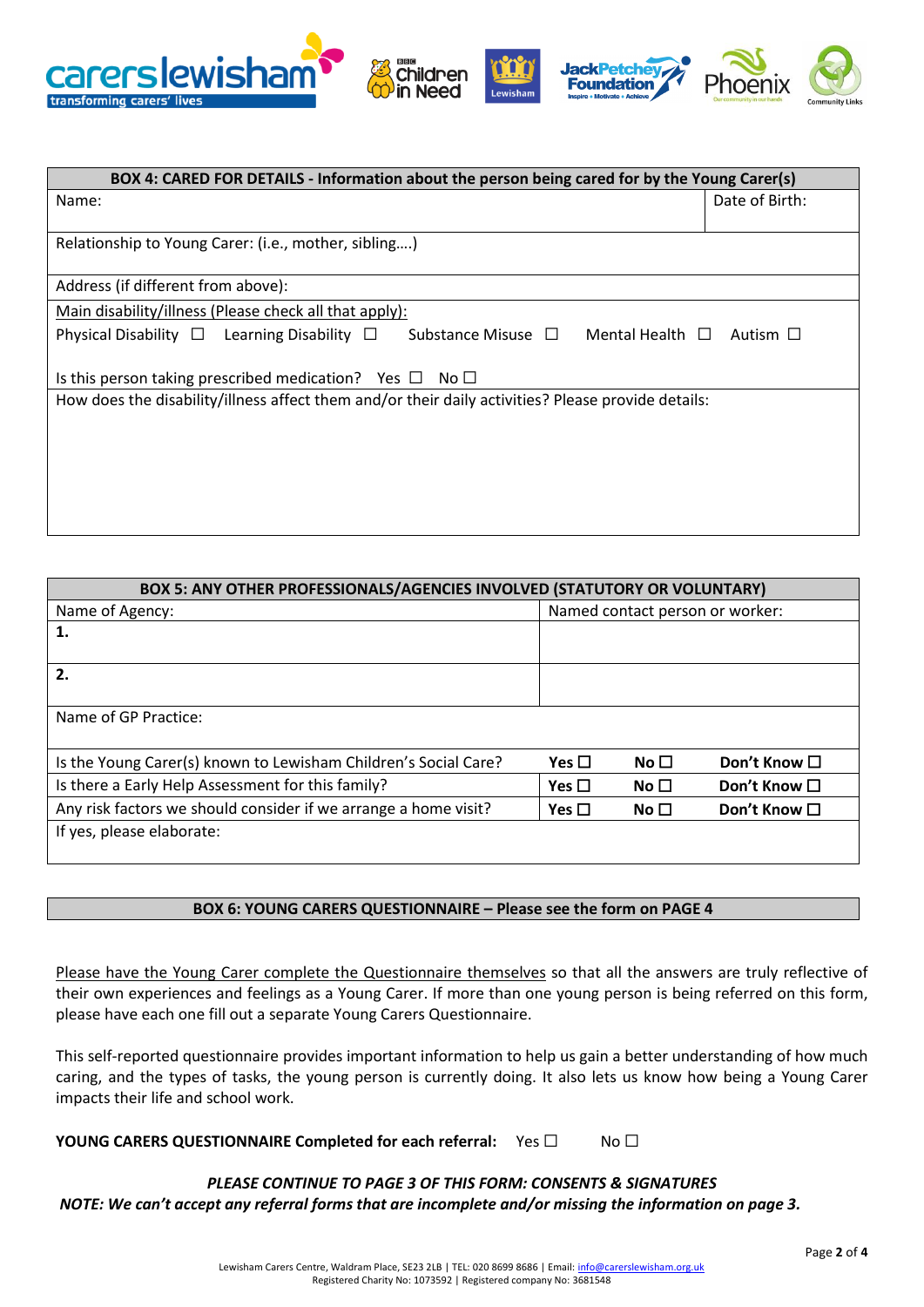| BOX 4: CARED FOR DETAILS - Information about the person being cared for by the Young Carer(s) | |
|---|---|
| Name: | Date of Birth: |
| Relationship to Young Carer: (i.e., mother, sibling….) | |
| Address (if different from above): | |
| Main disability/illness (Please check all that apply):<br>Physical Disability ☐ Learning Disability ☐ Substance Misuse ☐ Mental Health ☐ Autism ☐<br><br>Is this person taking prescribed medication? Yes ☐ No ☐ | |
| How does the disability/illness affect them and/or their daily activities? Please provide details: | |

| BOX 5: ANY OTHER PROFESSIONALS/AGENCIES INVOLVED (STATUTORY OR VOLUNTARY) | | | |
|---|---|---|---|
| Name of Agency: | Named contact person or worker: | | |
| **1.** | | | |
| **2.** | | | |
| Name of GP Practice: | | | |
| Is the Young Carer(s) known to Lewisham Children's Social Care? | **Yes ☐** | **No ☐** | **Don't Know ☐** |
| Is there a Early Help Assessment for this family? | **Yes ☐** | **No ☐** | **Don't Know ☐** |
| Any risk factors we should consider if we arrange a home visit? | **Yes ☐** | **No ☐** | **Don't Know ☐** |
| If yes, please elaborate: | | | |

**BOX 6: YOUNG CARERS QUESTIONNAIRE – Please see the form on PAGE 4**

Please have the Young Carer complete the Questionnaire themselves so that all the answers are truly reflective of their own experiences and feelings as a Young Carer. If more than one young person is being referred on this form, please have each one fill out a separate Young Carers Questionnaire.

This self-reported questionnaire provides important information to help us gain a better understanding of how much caring, and the types of tasks, the young person is currently doing. It also lets us know how being a Young Carer impacts their life and school work.

**YOUNG CARERS QUESTIONNAIRE Completed for each referral:** Yes ☐ No ☐

***PLEASE CONTINUE TO PAGE 3 OF THIS FORM: CONSENTS & SIGNATURES***

***NOTE: We can't accept any referral forms that are incomplete and/or missing the information on page 3.***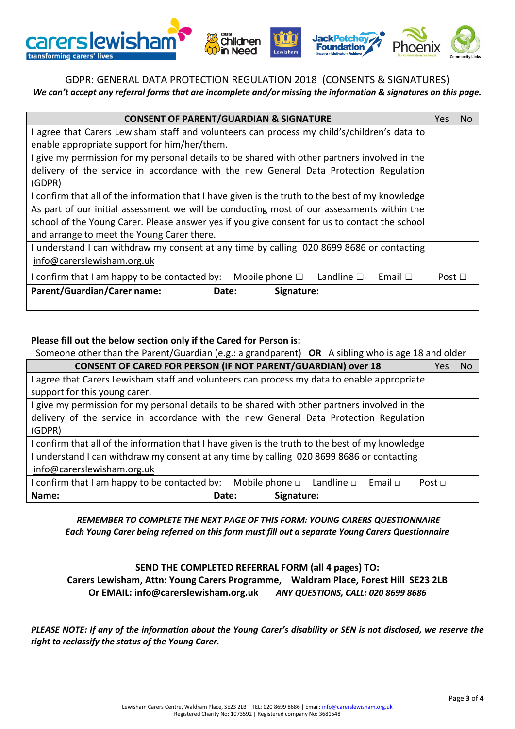## GDPR: GENERAL DATA PROTECTION REGULATION 2018 (CONSENTS & SIGNATURES)

***We can't accept any referral forms that are incomplete and/or missing the information & signatures on this page.***

| CONSENT OF PARENT/GUARDIAN & SIGNATURE | | | Yes | No |
|---|---|---|---|---|
| I agree that Carers Lewisham staff and volunteers can process my child's/children's data to enable appropriate support for him/her/them. | | | | |
| I give my permission for my personal details to be shared with other partners involved in the delivery of the service in accordance with the new General Data Protection Regulation (GDPR) | | | | |
| I confirm that all of the information that I have given is the truth to the best of my knowledge | | | | |
| As part of our initial assessment we will be conducting most of our assessments within the school of the Young Carer. Please answer yes if you give consent for us to contact the school and arrange to meet the Young Carer there. | | | | |
| I understand I can withdraw my consent at any time by calling 020 8699 8686 or contacting info@carerslewisham.org.uk | | | | |
| I confirm that I am happy to be contacted by: Mobile phone ☐ Landline ☐ Email ☐ Post ☐ | | | | |
| **Parent/Guardian/Carer name:** | **Date:** | **Signature:** | | |

**Please fill out the below section only if the Cared for Person is:**

Someone other than the Parent/Guardian (e.g.: a grandparent) **OR** A sibling who is age 18 and older

| CONSENT OF CARED FOR PERSON (IF NOT PARENT/GUARDIAN) over 18 | | | Yes | No |
|---|---|---|---|---|
| I agree that Carers Lewisham staff and volunteers can process my data to enable appropriate support for this young carer. | | | | |
| I give my permission for my personal details to be shared with other partners involved in the delivery of the service in accordance with the new General Data Protection Regulation (GDPR) | | | | |
| I confirm that all of the information that I have given is the truth to the best of my knowledge | | | | |
| I understand I can withdraw my consent at any time by calling 020 8699 8686 or contacting info@carerslewisham.org.uk | | | | |
| I confirm that I am happy to be contacted by: Mobile phone □ Landline □ Email □ Post □ | | | | |
| **Name:** | **Date:** | **Signature:** | | |

***REMEMBER TO COMPLETE THE NEXT PAGE OF THIS FORM: YOUNG CARERS QUESTIONNAIRE***
***Each Young Carer being referred on this form must fill out a separate Young Carers Questionnaire***

**SEND THE COMPLETED REFERRAL FORM (all 4 pages) TO:**
**Carers Lewisham, Attn: Young Carers Programme, Waldram Place, Forest Hill SE23 2LB**
**Or EMAIL: info@carerslewisham.org.uk** ***ANY QUESTIONS, CALL: 020 8699 8686***

***PLEASE NOTE: If any of the information about the Young Carer's disability or SEN is not disclosed, we reserve the right to reclassify the status of the Young Carer.***

Lewisham Carers Centre, Waldram Place, SE23 2LB | TEL: 020 8699 8686 | Email: info@carerslewisham.org.uk
Registered Charity No: 1073592 | Registered company No: 3681548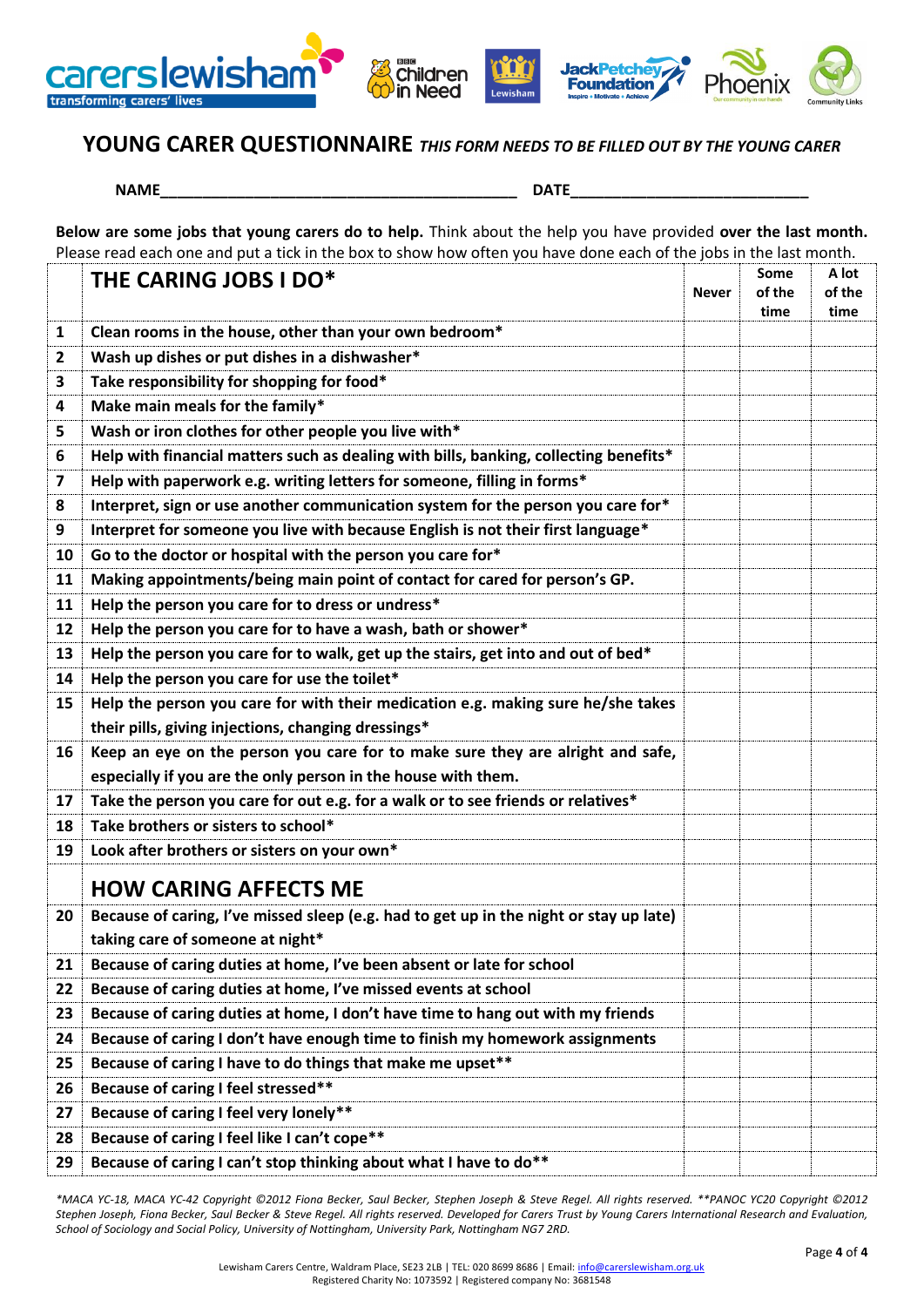# YOUNG CARER QUESTIONNAIRE *THIS FORM NEEDS TO BE FILLED OUT BY THE YOUNG CARER*

**NAME**\_\_\_\_\_\_\_\_\_\_\_\_\_\_\_\_\_\_\_\_\_\_\_\_\_\_\_\_\_\_\_\_\_\_\_\_\_\_\_\_\_\_\_\_ **DATE**\_\_\_\_\_\_\_\_\_\_\_\_\_\_\_\_\_\_\_\_\_\_\_\_\_\_\_\_\_\_

**Below are some jobs that young carers do to help.** Think about the help you have provided **over the last month.** Please read each one and put a tick in the box to show how often you have done each of the jobs in the last month.

| | **THE CARING JOBS I DO*** | **Never** | **Some of the time** | **A lot of the time** |
|---|---|---|---|---|
| **1** | **Clean rooms in the house, other than your own bedroom*** | | | |
| **2** | **Wash up dishes or put dishes in a dishwasher*** | | | |
| **3** | **Take responsibility for shopping for food*** | | | |
| **4** | **Make main meals for the family*** | | | |
| **5** | **Wash or iron clothes for other people you live with*** | | | |
| **6** | **Help with financial matters such as dealing with bills, banking, collecting benefits*** | | | |
| **7** | **Help with paperwork e.g. writing letters for someone, filling in forms*** | | | |
| **8** | **Interpret, sign or use another communication system for the person you care for*** | | | |
| **9** | **Interpret for someone you live with because English is not their first language*** | | | |
| **10** | **Go to the doctor or hospital with the person you care for*** | | | |
| **11** | **Making appointments/being main point of contact for cared for person's GP.** | | | |
| **11** | **Help the person you care for to dress or undress*** | | | |
| **12** | **Help the person you care for to have a wash, bath or shower*** | | | |
| **13** | **Help the person you care for to walk, get up the stairs, get into and out of bed*** | | | |
| **14** | **Help the person you care for use the toilet*** | | | |
| **15** | **Help the person you care for with their medication e.g. making sure he/she takes their pills, giving injections, changing dressings*** | | | |
| **16** | **Keep an eye on the person you care for to make sure they are alright and safe, especially if you are the only person in the house with them.** | | | |
| **17** | **Take the person you care for out e.g. for a walk or to see friends or relatives*** | | | |
| **18** | **Take brothers or sisters to school*** | | | |
| **19** | **Look after brothers or sisters on your own*** | | | |
| | **HOW CARING AFFECTS ME** | | | |
| **20** | **Because of caring, I've missed sleep (e.g. had to get up in the night or stay up late) taking care of someone at night*** | | | |
| **21** | **Because of caring duties at home, I've been absent or late for school** | | | |
| **22** | **Because of caring duties at home, I've missed events at school** | | | |
| **23** | **Because of caring duties at home, I don't have time to hang out with my friends** | | | |
| **24** | **Because of caring I don't have enough time to finish my homework assignments** | | | |
| **25** | **Because of caring I have to do things that make me upset**** | | | |
| **26** | **Because of caring I feel stressed**** | | | |
| **27** | **Because of caring I feel very lonely**** | | | |
| **28** | **Because of caring I feel like I can't cope**** | | | |
| **29** | **Because of caring I can't stop thinking about what I have to do**** | | | |

*\*MACA YC-18, MACA YC-42 Copyright ©2012 Fiona Becker, Saul Becker, Stephen Joseph & Steve Regel. All rights reserved. \*\*PANOC YC20 Copyright ©2012 Stephen Joseph, Fiona Becker, Saul Becker & Steve Regel. All rights reserved. Developed for Carers Trust by Young Carers International Research and Evaluation, School of Sociology and Social Policy, University of Nottingham, University Park, Nottingham NG7 2RD.*

Lewisham Carers Centre, Waldram Place, SE23 2LB | TEL: 020 8699 8686 | Email: info@carerslewisham.org.uk
Registered Charity No: 1073592 | Registered company No: 3681548